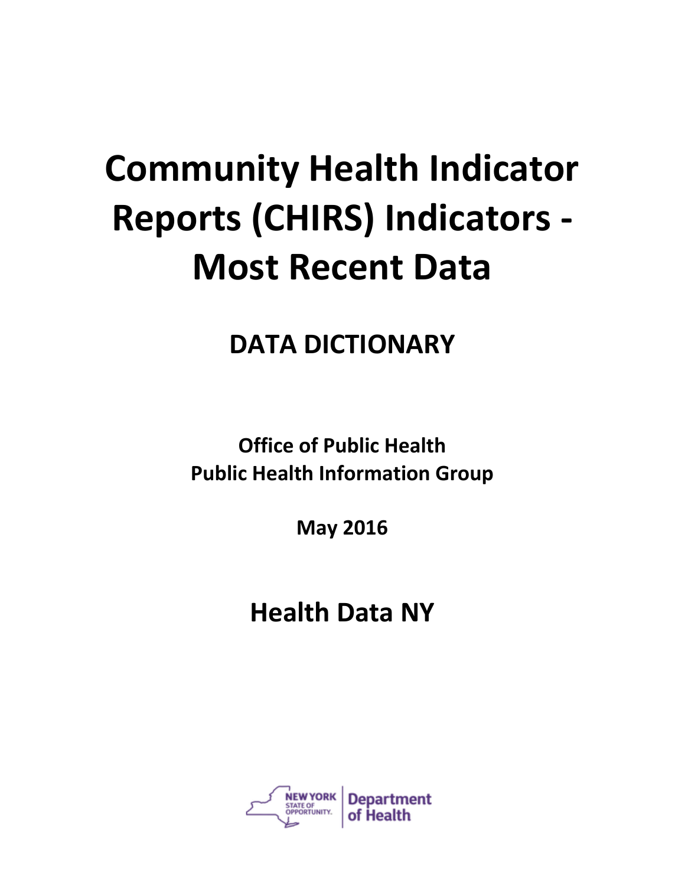# Community Health Indicator Reports (CHIRS) Indicators - Most Recent Data

## DATA DICTIONARY

**Office of Public Health**
**Public Health Information Group**

**May 2016**

## Health Data NY

NEW YORK STATE OF OPPORTUNITY. | Department of Health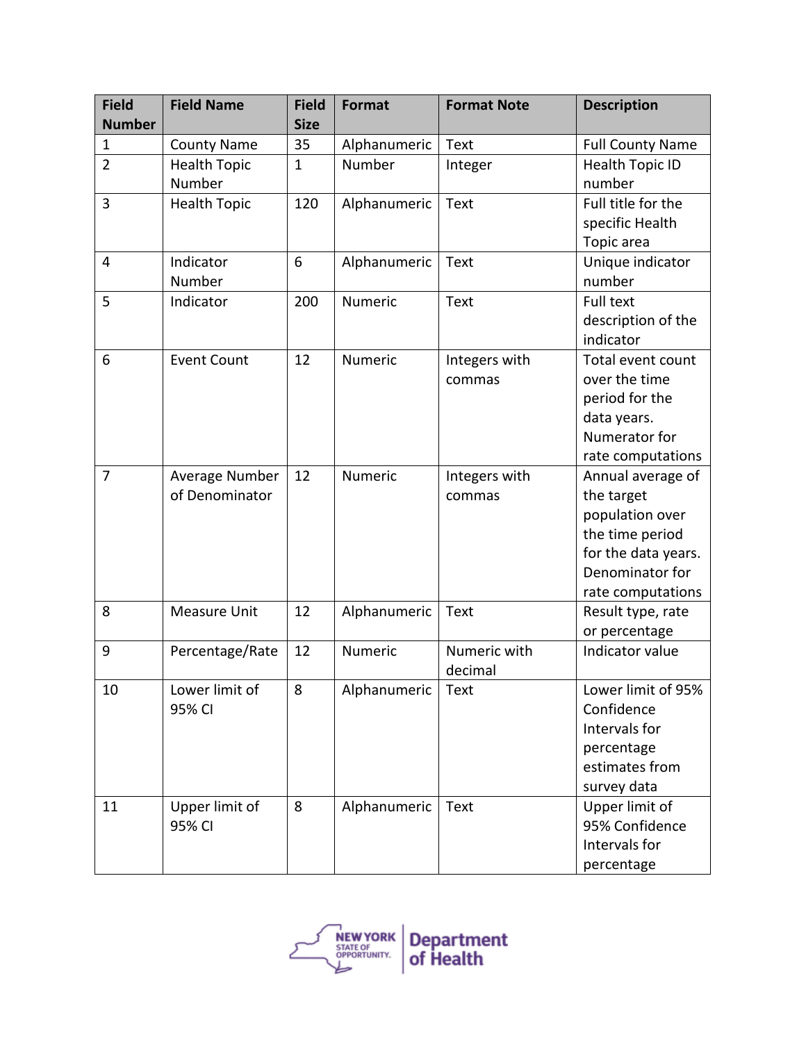| Field Number | Field Name | Field Size | Format | Format Note | Description |
|---|---|---|---|---|---|
| 1 | County Name | 35 | Alphanumeric | Text | Full County Name |
| 2 | Health Topic Number | 1 | Number | Integer | Health Topic ID number |
| 3 | Health Topic | 120 | Alphanumeric | Text | Full title for the specific Health Topic area |
| 4 | Indicator Number | 6 | Alphanumeric | Text | Unique indicator number |
| 5 | Indicator | 200 | Numeric | Text | Full text description of the indicator |
| 6 | Event Count | 12 | Numeric | Integers with commas | Total event count over the time period for the data years. Numerator for rate computations |
| 7 | Average Number of Denominator | 12 | Numeric | Integers with commas | Annual average of the target population over the time period for the data years. Denominator for rate computations |
| 8 | Measure Unit | 12 | Alphanumeric | Text | Result type, rate or percentage |
| 9 | Percentage/Rate | 12 | Numeric | Numeric with decimal | Indicator value |
| 10 | Lower limit of 95% CI | 8 | Alphanumeric | Text | Lower limit of 95% Confidence Intervals for percentage estimates from survey data |
| 11 | Upper limit of 95% CI | 8 | Alphanumeric | Text | Upper limit of 95% Confidence Intervals for percentage |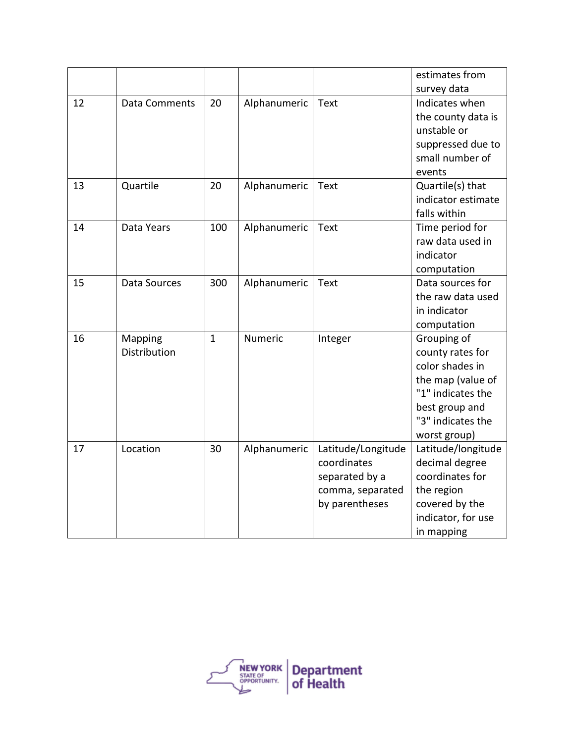| | | | | | |
|---|---|---|---|---|---|
| | | | | | estimates from survey data |
| 12 | Data Comments | 20 | Alphanumeric | Text | Indicates when the county data is unstable or suppressed due to small number of events |
| 13 | Quartile | 20 | Alphanumeric | Text | Quartile(s) that indicator estimate falls within |
| 14 | Data Years | 100 | Alphanumeric | Text | Time period for raw data used in indicator computation |
| 15 | Data Sources | 300 | Alphanumeric | Text | Data sources for the raw data used in indicator computation |
| 16 | Mapping Distribution | 1 | Numeric | Integer | Grouping of county rates for color shades in the map (value of "1" indicates the best group and "3" indicates the worst group) |
| 17 | Location | 30 | Alphanumeric | Latitude/Longitude coordinates separated by a comma, separated by parentheses | Latitude/longitude decimal degree coordinates for the region covered by the indicator, for use in mapping |

NEW YORK STATE OF OPPORTUNITY. | Department of Health